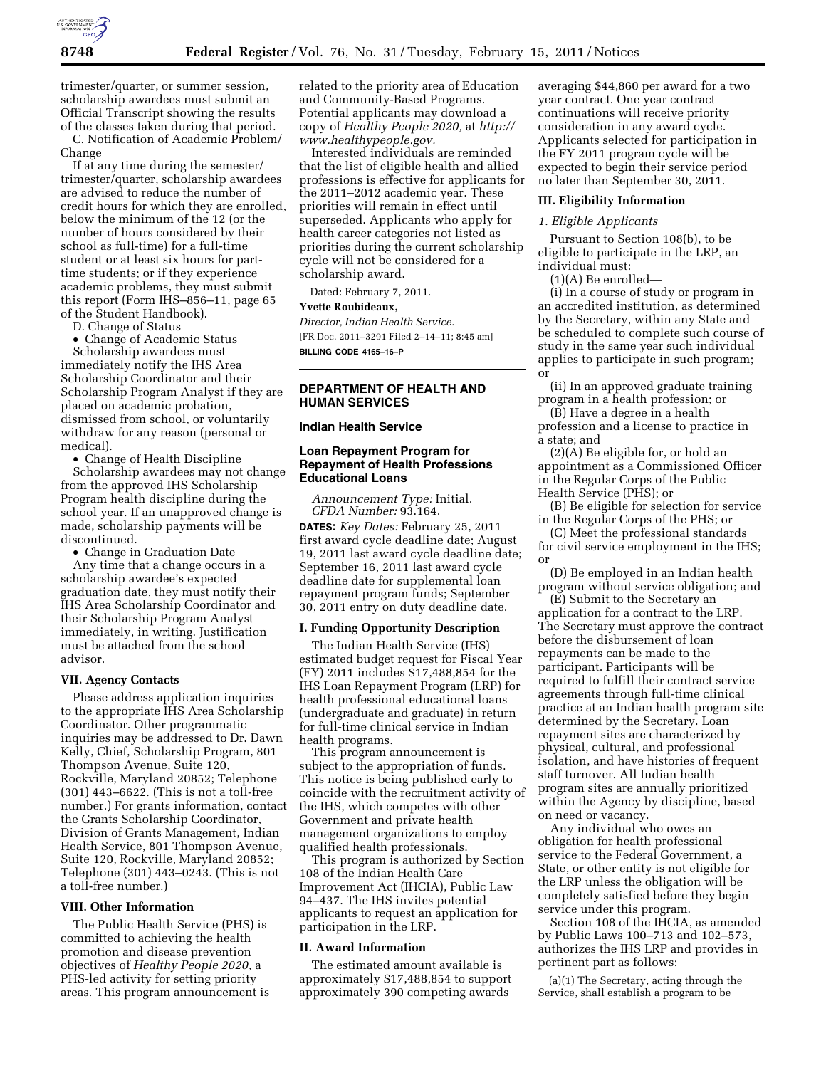trimester/quarter, or summer session, scholarship awardees must submit an Official Transcript showing the results of the classes taken during that period.

C. Notification of Academic Problem/Change

If at any time during the semester/trimester/quarter, scholarship awardees are advised to reduce the number of credit hours for which they are enrolled, below the minimum of the 12 (or the number of hours considered by their school as full-time) for a full-time student or at least six hours for part-time students; or if they experience academic problems, they must submit this report (Form IHS–856–11, page 65 of the Student Handbook).

D. Change of Status

• Change of Academic Status

Scholarship awardees must immediately notify the IHS Area Scholarship Coordinator and their Scholarship Program Analyst if they are placed on academic probation, dismissed from school, or voluntarily withdraw for any reason (personal or medical).

• Change of Health Discipline

Scholarship awardees may not change from the approved IHS Scholarship Program health discipline during the school year. If an unapproved change is made, scholarship payments will be discontinued.

• Change in Graduation Date

Any time that a change occurs in a scholarship awardee's expected graduation date, they must notify their IHS Area Scholarship Coordinator and their Scholarship Program Analyst immediately, in writing. Justification must be attached from the school advisor.

## VII. Agency Contacts

Please address application inquiries to the appropriate IHS Area Scholarship Coordinator. Other programmatic inquiries may be addressed to Dr. Dawn Kelly, Chief, Scholarship Program, 801 Thompson Avenue, Suite 120, Rockville, Maryland 20852; Telephone (301) 443–6622. (This is not a toll-free number.) For grants information, contact the Grants Scholarship Coordinator, Division of Grants Management, Indian Health Service, 801 Thompson Avenue, Suite 120, Rockville, Maryland 20852; Telephone (301) 443–0243. (This is not a toll-free number.)

## VIII. Other Information

The Public Health Service (PHS) is committed to achieving the health promotion and disease prevention objectives of *Healthy People 2020,* a PHS-led activity for setting priority areas. This program announcement is related to the priority area of Education and Community-Based Programs. Potential applicants may download a copy of *Healthy People 2020,* at *http://www.healthypeople.gov.*

Interested individuals are reminded that the list of eligible health and allied professions is effective for applicants for the 2011–2012 academic year. These priorities will remain in effect until superseded. Applicants who apply for health career categories not listed as priorities during the current scholarship cycle will not be considered for a scholarship award.

Dated: February 7, 2011.

**Yvette Roubideaux,**

*Director, Indian Health Service.*

[FR Doc. 2011–3291 Filed 2–14–11; 8:45 am]

**BILLING CODE 4165–16–P**

---

# DEPARTMENT OF HEALTH AND HUMAN SERVICES

## Indian Health Service

## Loan Repayment Program for Repayment of Health Professions Educational Loans

*Announcement Type:* Initial.

*CFDA Number:* 93.164.

**DATES:** *Key Dates:* February 25, 2011 first award cycle deadline date; August 19, 2011 last award cycle deadline date; September 16, 2011 last award cycle deadline date for supplemental loan repayment program funds; September 30, 2011 entry on duty deadline date.

## I. Funding Opportunity Description

The Indian Health Service (IHS) estimated budget request for Fiscal Year (FY) 2011 includes $17,488,854 for the IHS Loan Repayment Program (LRP) for health professional educational loans (undergraduate and graduate) in return for full-time clinical service in Indian health programs.

This program announcement is subject to the appropriation of funds. This notice is being published early to coincide with the recruitment activity of the IHS, which competes with other Government and private health management organizations to employ qualified health professionals.

This program is authorized by Section 108 of the Indian Health Care Improvement Act (IHCIA), Public Law 94–437. The IHS invites potential applicants to request an application for participation in the LRP.

## II. Award Information

The estimated amount available is approximately $17,488,854 to support approximately 390 competing awards averaging $44,860 per award for a two year contract. One year contract continuations will receive priority consideration in any award cycle. Applicants selected for participation in the FY 2011 program cycle will be expected to begin their service period no later than September 30, 2011.

## III. Eligibility Information

### *1. Eligible Applicants*

Pursuant to Section 108(b), to be eligible to participate in the LRP, an individual must:

(1)(A) Be enrolled—

(i) In a course of study or program in an accredited institution, as determined by the Secretary, within any State and be scheduled to complete such course of study in the same year such individual applies to participate in such program; or

(ii) In an approved graduate training program in a health profession; or

(B) Have a degree in a health profession and a license to practice in a state; and

(2)(A) Be eligible for, or hold an appointment as a Commissioned Officer in the Regular Corps of the Public Health Service (PHS); or

(B) Be eligible for selection for service in the Regular Corps of the PHS; or

(C) Meet the professional standards for civil service employment in the IHS; or

(D) Be employed in an Indian health program without service obligation; and

(E) Submit to the Secretary an application for a contract to the LRP. The Secretary must approve the contract before the disbursement of loan repayments can be made to the participant. Participants will be required to fulfill their contract service agreements through full-time clinical practice at an Indian health program site determined by the Secretary. Loan repayment sites are characterized by physical, cultural, and professional isolation, and have histories of frequent staff turnover. All Indian health program sites are annually prioritized within the Agency by discipline, based on need or vacancy.

Any individual who owes an obligation for health professional service to the Federal Government, a State, or other entity is not eligible for the LRP unless the obligation will be completely satisfied before they begin service under this program.

Section 108 of the IHCIA, as amended by Public Laws 100–713 and 102–573, authorizes the IHS LRP and provides in pertinent part as follows:

(a)(1) The Secretary, acting through the Service, shall establish a program to be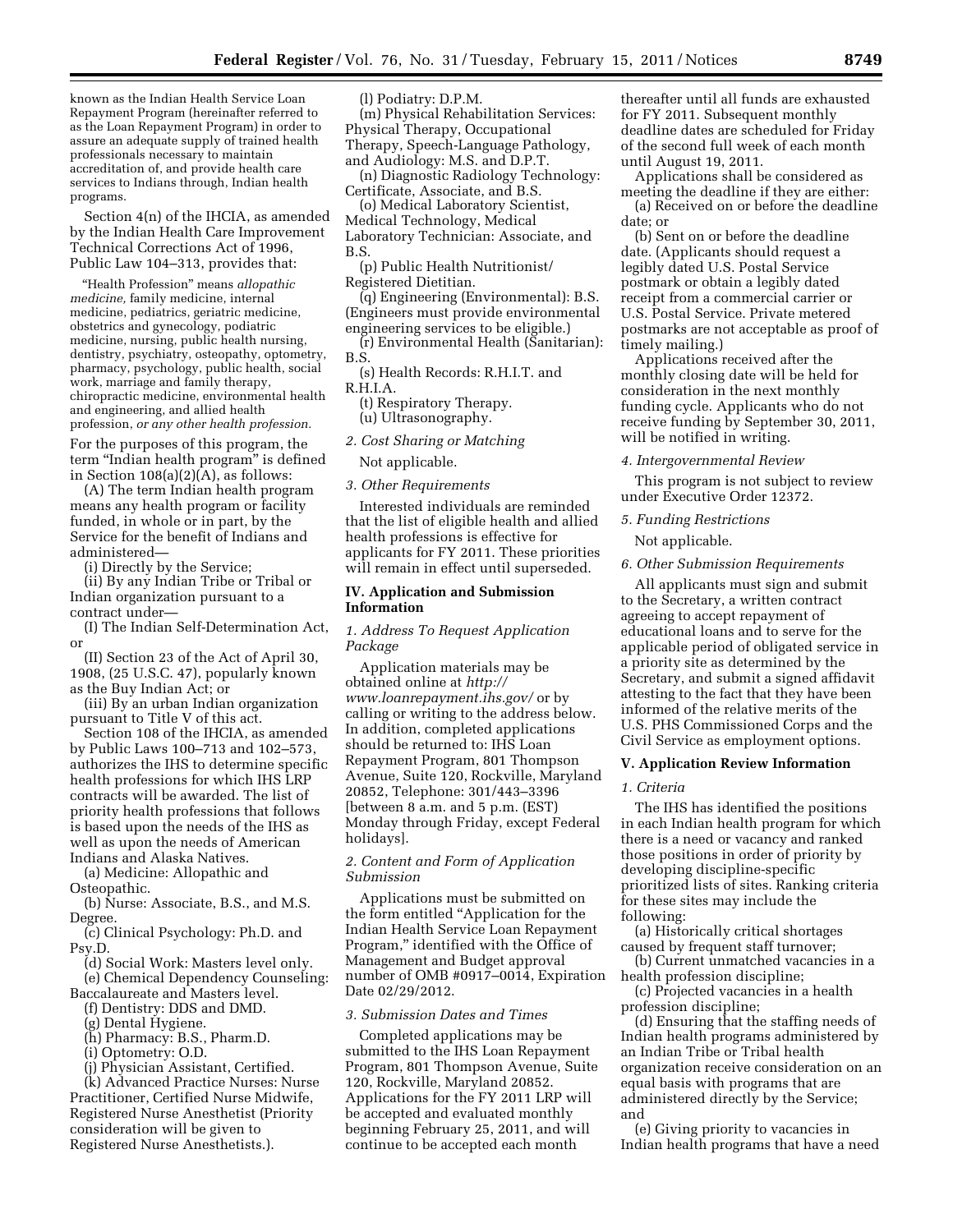known as the Indian Health Service Loan Repayment Program (hereinafter referred to as the Loan Repayment Program) in order to assure an adequate supply of trained health professionals necessary to maintain accreditation of, and provide health care services to Indians through, Indian health programs.

Section 4(n) of the IHCIA, as amended by the Indian Health Care Improvement Technical Corrections Act of 1996, Public Law 104–313, provides that:

> "Health Profession" means *allopathic medicine,* family medicine, internal medicine, pediatrics, geriatric medicine, obstetrics and gynecology, podiatric medicine, nursing, public health nursing, dentistry, psychiatry, osteopathy, optometry, pharmacy, psychology, public health, social work, marriage and family therapy, chiropractic medicine, environmental health and engineering, and allied health profession, *or any other health profession.*

For the purposes of this program, the term "Indian health program" is defined in Section 108(a)(2)(A), as follows:

(A) The term Indian health program means any health program or facility funded, in whole or in part, by the Service for the benefit of Indians and administered—

(i) Directly by the Service;

(ii) By any Indian Tribe or Tribal or Indian organization pursuant to a contract under—

(I) The Indian Self-Determination Act, or

(II) Section 23 of the Act of April 30, 1908, (25 U.S.C. 47), popularly known as the Buy Indian Act; or

(iii) By an urban Indian organization pursuant to Title V of this act.

Section 108 of the IHCIA, as amended by Public Laws 100–713 and 102–573, authorizes the IHS to determine specific health professions for which IHS LRP contracts will be awarded. The list of priority health professions that follows is based upon the needs of the IHS as well as upon the needs of American Indians and Alaska Natives.

(a) Medicine: Allopathic and Osteopathic.

(b) Nurse: Associate, B.S., and M.S. Degree.

(c) Clinical Psychology: Ph.D. and Psy.D.

(d) Social Work: Masters level only.

(e) Chemical Dependency Counseling: Baccalaureate and Masters level.

(f) Dentistry: DDS and DMD.

(g) Dental Hygiene.

(h) Pharmacy: B.S., Pharm.D.

(i) Optometry: O.D.

(j) Physician Assistant, Certified.

(k) Advanced Practice Nurses: Nurse Practitioner, Certified Nurse Midwife, Registered Nurse Anesthetist (Priority consideration will be given to Registered Nurse Anesthetists.).

(l) Podiatry: D.P.M.

(m) Physical Rehabilitation Services: Physical Therapy, Occupational Therapy, Speech-Language Pathology, and Audiology: M.S. and D.P.T.

(n) Diagnostic Radiology Technology: Certificate, Associate, and B.S.

(o) Medical Laboratory Scientist, Medical Technology, Medical Laboratory Technician: Associate, and B.S.

(p) Public Health Nutritionist/Registered Dietitian.

(q) Engineering (Environmental): B.S. (Engineers must provide environmental engineering services to be eligible.)

(r) Environmental Health (Sanitarian): B.S.

(s) Health Records: R.H.I.T. and R.H.I.A.

(t) Respiratory Therapy.

(u) Ultrasonography.

*2. Cost Sharing or Matching*

Not applicable.

*3. Other Requirements*

Interested individuals are reminded that the list of eligible health and allied health professions is effective for applicants for FY 2011. These priorities will remain in effect until superseded.

## IV. Application and Submission Information

*1. Address To Request Application Package*

Application materials may be obtained online at *http://www.loanrepayment.ihs.gov/* or by calling or writing to the address below. In addition, completed applications should be returned to: IHS Loan Repayment Program, 801 Thompson Avenue, Suite 120, Rockville, Maryland 20852, Telephone: 301/443–3396 [between 8 a.m. and 5 p.m. (EST) Monday through Friday, except Federal holidays].

*2. Content and Form of Application Submission*

Applications must be submitted on the form entitled "Application for the Indian Health Service Loan Repayment Program," identified with the Office of Management and Budget approval number of OMB #0917–0014, Expiration Date 02/29/2012.

*3. Submission Dates and Times*

Completed applications may be submitted to the IHS Loan Repayment Program, 801 Thompson Avenue, Suite 120, Rockville, Maryland 20852. Applications for the FY 2011 LRP will be accepted and evaluated monthly beginning February 25, 2011, and will continue to be accepted each month thereafter until all funds are exhausted for FY 2011. Subsequent monthly deadline dates are scheduled for Friday of the second full week of each month until August 19, 2011.

Applications shall be considered as meeting the deadline if they are either:

(a) Received on or before the deadline date; or

(b) Sent on or before the deadline date. (Applicants should request a legibly dated U.S. Postal Service postmark or obtain a legibly dated receipt from a commercial carrier or U.S. Postal Service. Private metered postmarks are not acceptable as proof of timely mailing.)

Applications received after the monthly closing date will be held for consideration in the next monthly funding cycle. Applicants who do not receive funding by September 30, 2011, will be notified in writing.

*4. Intergovernmental Review*

This program is not subject to review under Executive Order 12372.

*5. Funding Restrictions*

Not applicable.

*6. Other Submission Requirements*

All applicants must sign and submit to the Secretary, a written contract agreeing to accept repayment of educational loans and to serve for the applicable period of obligated service in a priority site as determined by the Secretary, and submit a signed affidavit attesting to the fact that they have been informed of the relative merits of the U.S. PHS Commissioned Corps and the Civil Service as employment options.

## V. Application Review Information

*1. Criteria*

The IHS has identified the positions in each Indian health program for which there is a need or vacancy and ranked those positions in order of priority by developing discipline-specific prioritized lists of sites. Ranking criteria for these sites may include the following:

(a) Historically critical shortages caused by frequent staff turnover;

(b) Current unmatched vacancies in a health profession discipline;

(c) Projected vacancies in a health profession discipline;

(d) Ensuring that the staffing needs of Indian health programs administered by an Indian Tribe or Tribal health organization receive consideration on an equal basis with programs that are administered directly by the Service; and

(e) Giving priority to vacancies in Indian health programs that have a need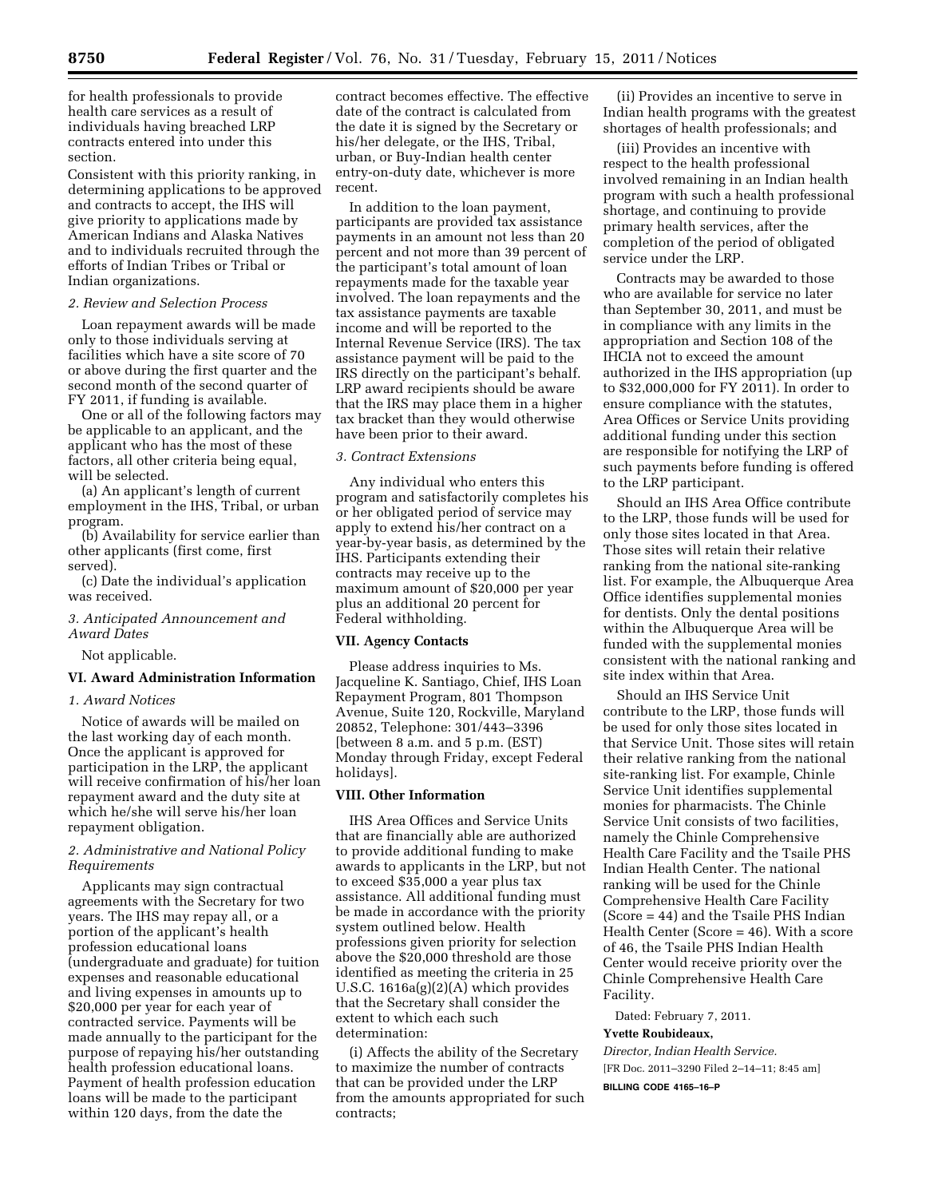for health professionals to provide health care services as a result of individuals having breached LRP contracts entered into under this section.

Consistent with this priority ranking, in determining applications to be approved and contracts to accept, the IHS will give priority to applications made by American Indians and Alaska Natives and to individuals recruited through the efforts of Indian Tribes or Tribal or Indian organizations.

*2. Review and Selection Process*

Loan repayment awards will be made only to those individuals serving at facilities which have a site score of 70 or above during the first quarter and the second month of the second quarter of FY 2011, if funding is available.

One or all of the following factors may be applicable to an applicant, and the applicant who has the most of these factors, all other criteria being equal, will be selected.

(a) An applicant's length of current employment in the IHS, Tribal, or urban program.

(b) Availability for service earlier than other applicants (first come, first served).

(c) Date the individual's application was received.

*3. Anticipated Announcement and Award Dates*

Not applicable.

**VI. Award Administration Information**

*1. Award Notices*

Notice of awards will be mailed on the last working day of each month. Once the applicant is approved for participation in the LRP, the applicant will receive confirmation of his/her loan repayment award and the duty site at which he/she will serve his/her loan repayment obligation.

*2. Administrative and National Policy Requirements*

Applicants may sign contractual agreements with the Secretary for two years. The IHS may repay all, or a portion of the applicant's health profession educational loans (undergraduate and graduate) for tuition expenses and reasonable educational and living expenses in amounts up to $20,000 per year for each year of contracted service. Payments will be made annually to the participant for the purpose of repaying his/her outstanding health profession educational loans. Payment of health profession education loans will be made to the participant within 120 days, from the date the contract becomes effective. The effective date of the contract is calculated from the date it is signed by the Secretary or his/her delegate, or the IHS, Tribal, urban, or Buy-Indian health center entry-on-duty date, whichever is more recent.

In addition to the loan payment, participants are provided tax assistance payments in an amount not less than 20 percent and not more than 39 percent of the participant's total amount of loan repayments made for the taxable year involved. The loan repayments and the tax assistance payments are taxable income and will be reported to the Internal Revenue Service (IRS). The tax assistance payment will be paid to the IRS directly on the participant's behalf. LRP award recipients should be aware that the IRS may place them in a higher tax bracket than they would otherwise have been prior to their award.

*3. Contract Extensions*

Any individual who enters this program and satisfactorily completes his or her obligated period of service may apply to extend his/her contract on a year-by-year basis, as determined by the IHS. Participants extending their contracts may receive up to the maximum amount of $20,000 per year plus an additional 20 percent for Federal withholding.

**VII. Agency Contacts**

Please address inquiries to Ms. Jacqueline K. Santiago, Chief, IHS Loan Repayment Program, 801 Thompson Avenue, Suite 120, Rockville, Maryland 20852, Telephone: 301/443–3396 [between 8 a.m. and 5 p.m. (EST) Monday through Friday, except Federal holidays].

**VIII. Other Information**

IHS Area Offices and Service Units that are financially able are authorized to provide additional funding to make awards to applicants in the LRP, but not to exceed $35,000 a year plus tax assistance. All additional funding must be made in accordance with the priority system outlined below. Health professions given priority for selection above the $20,000 threshold are those identified as meeting the criteria in 25 U.S.C. 1616a(g)(2)(A) which provides that the Secretary shall consider the extent to which each such determination:

(i) Affects the ability of the Secretary to maximize the number of contracts that can be provided under the LRP from the amounts appropriated for such contracts;

(ii) Provides an incentive to serve in Indian health programs with the greatest shortages of health professionals; and

(iii) Provides an incentive with respect to the health professional involved remaining in an Indian health program with such a health professional shortage, and continuing to provide primary health services, after the completion of the period of obligated service under the LRP.

Contracts may be awarded to those who are available for service no later than September 30, 2011, and must be in compliance with any limits in the appropriation and Section 108 of the IHCIA not to exceed the amount authorized in the IHS appropriation (up to $32,000,000 for FY 2011). In order to ensure compliance with the statutes, Area Offices or Service Units providing additional funding under this section are responsible for notifying the LRP of such payments before funding is offered to the LRP participant.

Should an IHS Area Office contribute to the LRP, those funds will be used for only those sites located in that Area. Those sites will retain their relative ranking from the national site-ranking list. For example, the Albuquerque Area Office identifies supplemental monies for dentists. Only the dental positions within the Albuquerque Area will be funded with the supplemental monies consistent with the national ranking and site index within that Area.

Should an IHS Service Unit contribute to the LRP, those funds will be used for only those sites located in that Service Unit. Those sites will retain their relative ranking from the national site-ranking list. For example, Chinle Service Unit identifies supplemental monies for pharmacists. The Chinle Service Unit consists of two facilities, namely the Chinle Comprehensive Health Care Facility and the Tsaile PHS Indian Health Center. The national ranking will be used for the Chinle Comprehensive Health Care Facility (Score = 44) and the Tsaile PHS Indian Health Center (Score = 46). With a score of 46, the Tsaile PHS Indian Health Center would receive priority over the Chinle Comprehensive Health Care Facility.

Dated: February 7, 2011.

**Yvette Roubideaux,**

*Director, Indian Health Service.*

[FR Doc. 2011–3290 Filed 2–14–11; 8:45 am]

**BILLING CODE 4165–16–P**